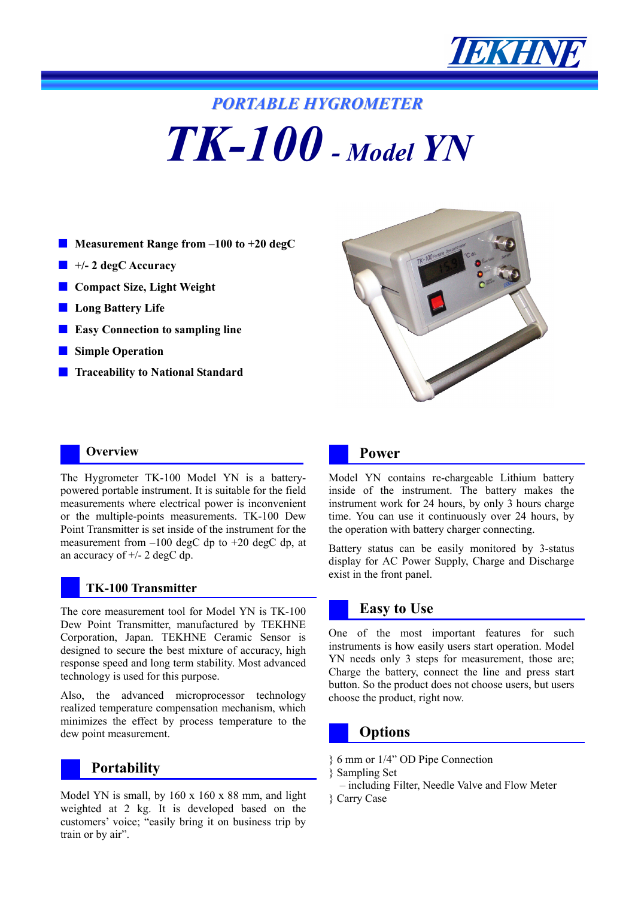TEKHNE

## PORTABLE HYGROMETER

# TK-100 - Model YN

- **Measurement Range from –100 to +20 degC**
- **+/- 2 degC Accuracy**
- **Compact Size, Light Weight**
- **Long Battery Life**
- **Easy Connection to sampling line**
- **Simple Operation**
- **Traceability to National Standard**

## Overview

The Hygrometer TK-100 Model YN is a battery-powered portable instrument. It is suitable for the field measurements where electrical power is inconvenient or the multiple-points measurements. TK-100 Dew Point Transmitter is set inside of the instrument for the measurement from –100 degC dp to +20 degC dp, at an accuracy of +/- 2 degC dp.

## TK-100 Transmitter

The core measurement tool for Model YN is TK-100 Dew Point Transmitter, manufactured by TEKHNE Corporation, Japan. TEKHNE Ceramic Sensor is designed to secure the best mixture of accuracy, high response speed and long term stability. Most advanced technology is used for this purpose.

Also, the advanced microprocessor technology realized temperature compensation mechanism, which minimizes the effect by process temperature to the dew point measurement.

## Portability

Model YN is small, by 160 x 160 x 88 mm, and light weighted at 2 kg. It is developed based on the customers' voice; "easily bring it on business trip by train or by air".

## Power

Model YN contains re-chargeable Lithium battery inside of the instrument. The battery makes the instrument work for 24 hours, by only 3 hours charge time. You can use it continuously over 24 hours, by the operation with battery charger connecting.

Battery status can be easily monitored by 3-status display for AC Power Supply, Charge and Discharge exist in the front panel.

## Easy to Use

One of the most important features for such instruments is how easily users start operation. Model YN needs only 3 steps for measurement, those are; Charge the battery, connect the line and press start button. So the product does not choose users, but users choose the product, right now.

## Options

- 6 mm or 1/4" OD Pipe Connection
- Sampling Set
  – including Filter, Needle Valve and Flow Meter
- Carry Case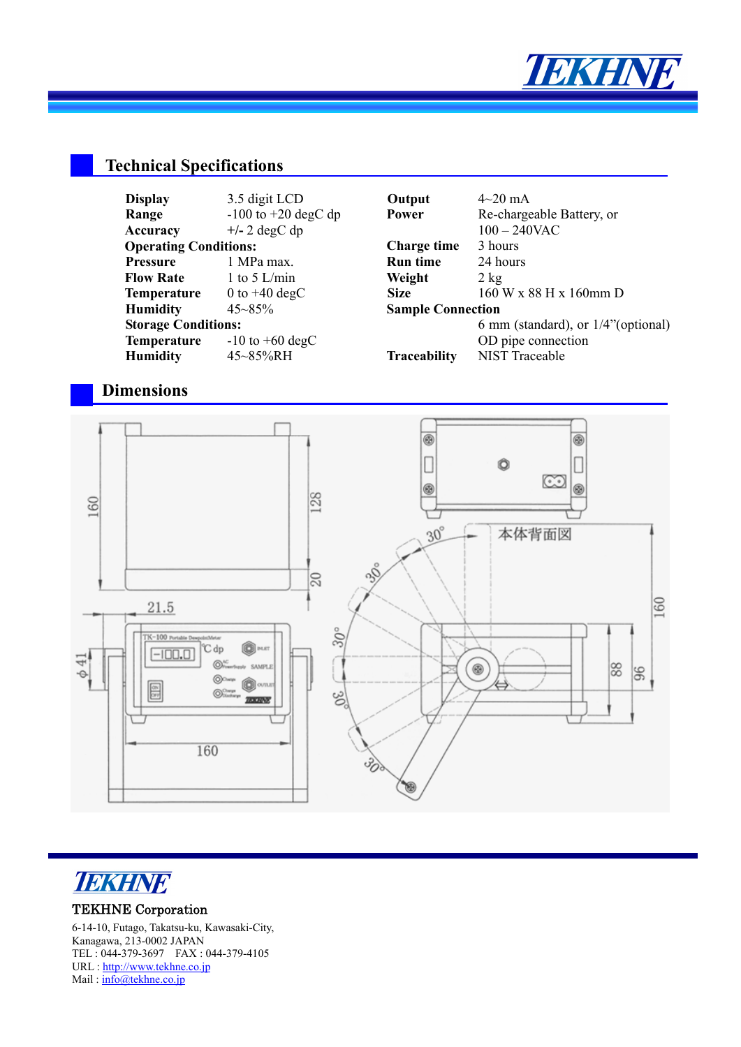## Technical Specifications

| | | | |
|---|---|---|---|
| **Display** | 3.5 digit LCD | **Output** | 4~20 mA |
| **Range** | -100 to +20 degC dp | **Power** | Re-chargeable Battery, or 100 – 240VAC |
| **Accuracy** | +/- 2 degC dp | **Charge time** | 3 hours |
| **Operating Conditions:** | | **Run time** | 24 hours |
| **Pressure** | 1 MPa max. | **Weight** | 2 kg |
| **Flow Rate** | 1 to 5 L/min | **Size** | 160 W x 88 H x 160mm D |
| **Temperature** | 0 to +40 degC | **Sample Connection** | 6 mm (standard), or 1/4”(optional) OD pipe connection |
| **Humidity** | 45~85% | **Traceability** | NIST Traceable |
| **Storage Conditions:** | | | |
| **Temperature** | -10 to +60 degC | | |
| **Humidity** | 45~85%RH | | |

## Dimensions

160
128
20
21.5
φ41
160
30°
30°
30°
30°
30°
本体背面図
160
88
96
TK-100 Portable DewpointMeter
-100.0
℃dp
INLET
AC PowerSupply
SAMPLE
Charge
OUTLET
Charge Discharge
ON
OFF
TEKHNE

**TEKHNE Corporation**

6-14-10, Futago, Takatsu-ku, Kawasaki-City,
Kanagawa, 213-0002 JAPAN
TEL : 044-379-3697 FAX : 044-379-4105
URL : http://www.tekhne.co.jp
Mail : info@tekhne.co.jp